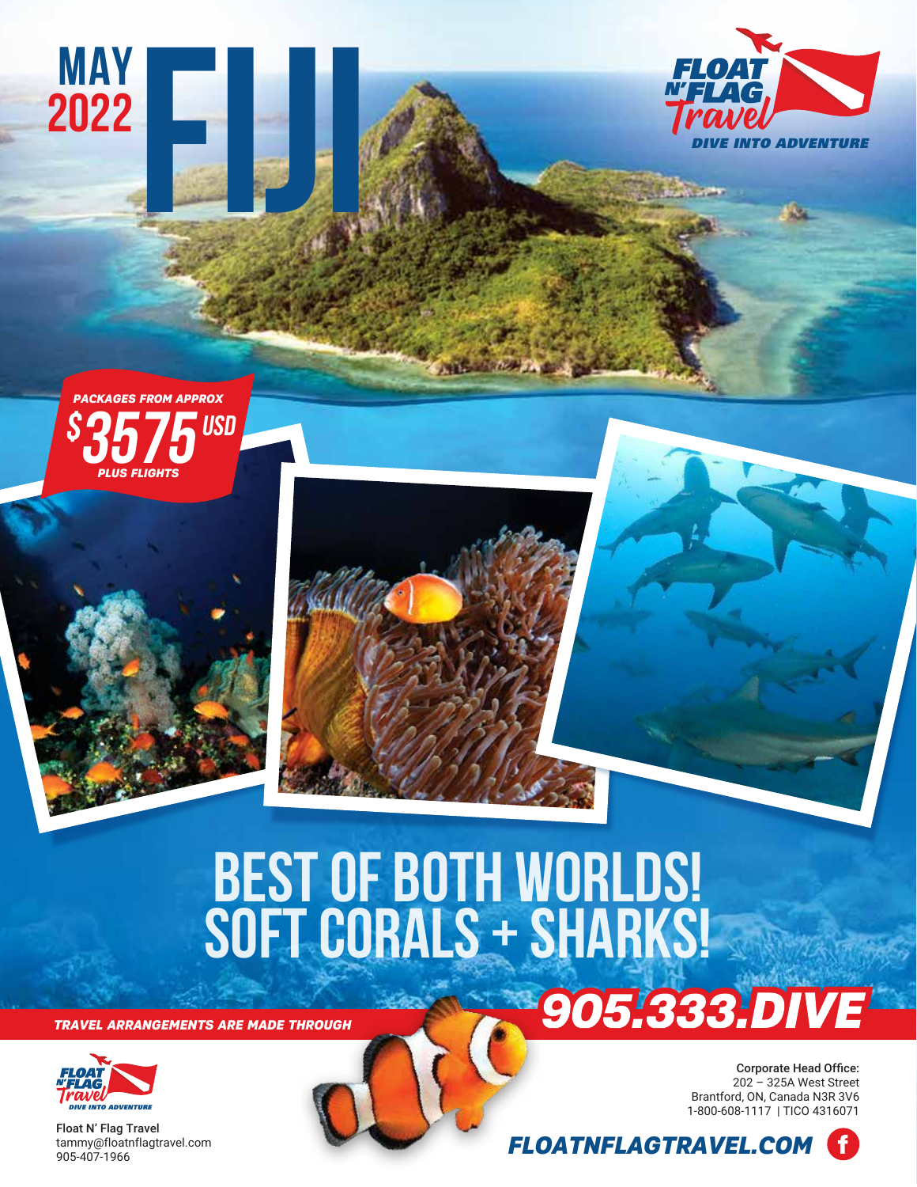# MAY 2022 FIJI

**FLOAT N'FLAG Travel**
*DIVE INTO ADVENTURE*

*PACKAGES FROM APPROX*
**$3575 USD**
*PLUS FLIGHTS*

## BEST OF BOTH WORLDS!
## SOFT CORALS + SHARKS!

*TRAVEL ARRANGEMENTS ARE MADE THROUGH*

**905.333.DIVE**

FLOAT N'FLAG Travel
*DIVE INTO ADVENTURE*

**Float N' Flag Travel**
tammy@floatnflagtravel.com
905-407-1966

**Corporate Head Office:**
202 – 325A West Street
Brantford, ON, Canada N3R 3V6
1-800-608-1117 | TICO 4316071

**FLOATNFLAGTRAVEL.COM**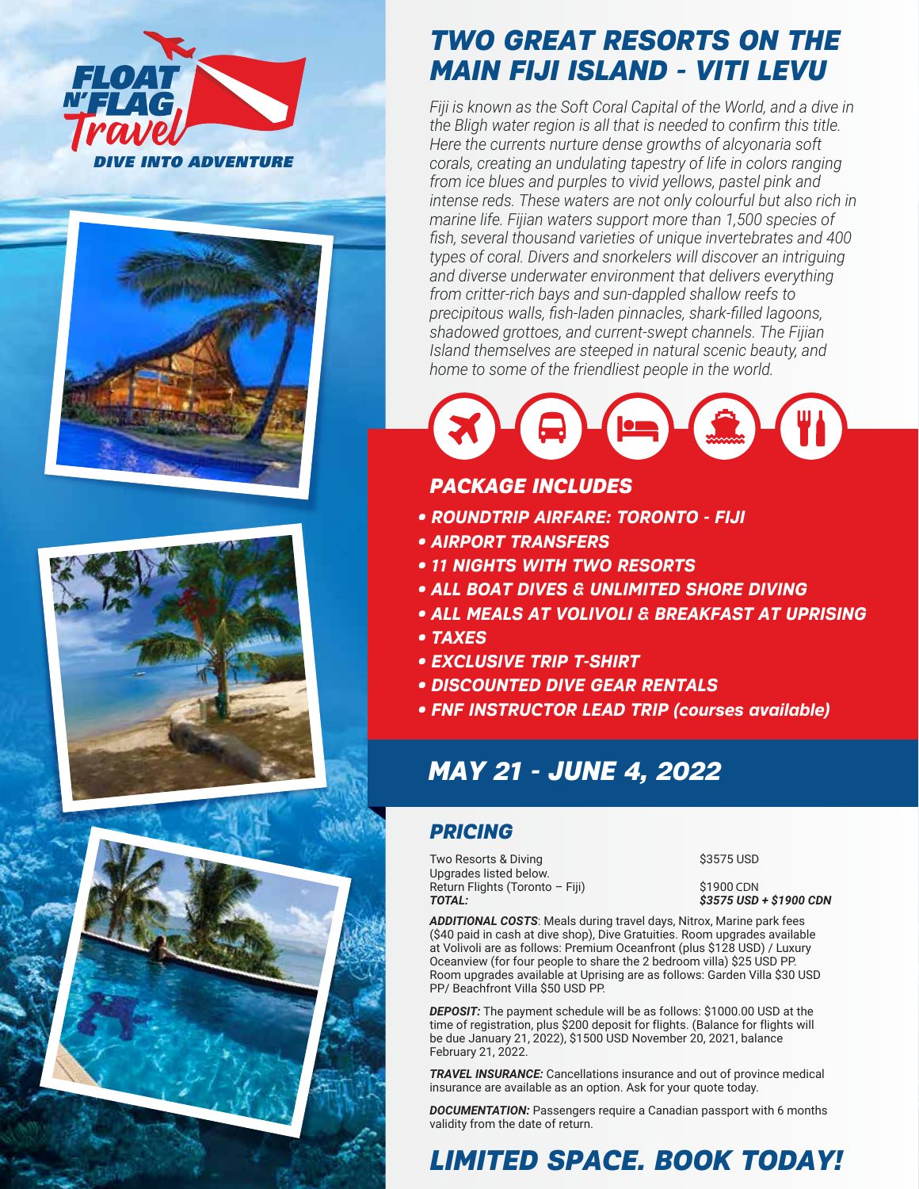FLOAT N'FLAG Travel

DIVE INTO ADVENTURE

# TWO GREAT RESORTS ON THE MAIN FIJI ISLAND - VITI LEVU

*Fiji is known as the Soft Coral Capital of the World, and a dive in the Bligh water region is all that is needed to confirm this title. Here the currents nurture dense growths of alcyonaria soft corals, creating an undulating tapestry of life in colors ranging from ice blues and purples to vivid yellows, pastel pink and intense reds. These waters are not only colourful but also rich in marine life. Fijian waters support more than 1,500 species of fish, several thousand varieties of unique invertebrates and 400 types of coral. Divers and snorkelers will discover an intriguing and diverse underwater environment that delivers everything from critter-rich bays and sun-dappled shallow reefs to precipitous walls, fish-laden pinnacles, shark-filled lagoons, shadowed grottoes, and current-swept channels. The Fijian Island themselves are steeped in natural scenic beauty, and home to some of the friendliest people in the world.*

## PACKAGE INCLUDES

- ROUNDTRIP AIRFARE: TORONTO - FIJI
- AIRPORT TRANSFERS
- 11 NIGHTS WITH TWO RESORTS
- ALL BOAT DIVES & UNLIMITED SHORE DIVING
- ALL MEALS AT VOLIVOLI & BREAKFAST AT UPRISING
- TAXES
- EXCLUSIVE TRIP T-SHIRT
- DISCOUNTED DIVE GEAR RENTALS
- FNF INSTRUCTOR LEAD TRIP (courses available)

## MAY 21 - JUNE 4, 2022

## PRICING

| | |
|---|---|
| Two Resorts & Diving<br>Upgrades listed below. | $3575 USD |
| Return Flights (Toronto – Fiji) | $1900 CDN |
| ***TOTAL:*** | ***$3575 USD + $1900 CDN*** |

***ADDITIONAL COSTS***: Meals during travel days, Nitrox, Marine park fees ($40 paid in cash at dive shop), Dive Gratuities. Room upgrades available at Volivoli are as follows: Premium Oceanfront (plus $128 USD) / Luxury Oceanview (for four people to share the 2 bedroom villa) $25 USD PP. Room upgrades available at Uprising are as follows: Garden Villa $30 USD PP/ Beachfront Villa $50 USD PP.

***DEPOSIT:*** The payment schedule will be as follows: $1000.00 USD at the time of registration, plus $200 deposit for flights. (Balance for flights will be due January 21, 2022), $1500 USD November 20, 2021, balance February 21, 2022.

***TRAVEL INSURANCE:*** Cancellations insurance and out of province medical insurance are available as an option. Ask for your quote today.

***DOCUMENTATION:*** Passengers require a Canadian passport with 6 months validity from the date of return.

## LIMITED SPACE. BOOK TODAY!